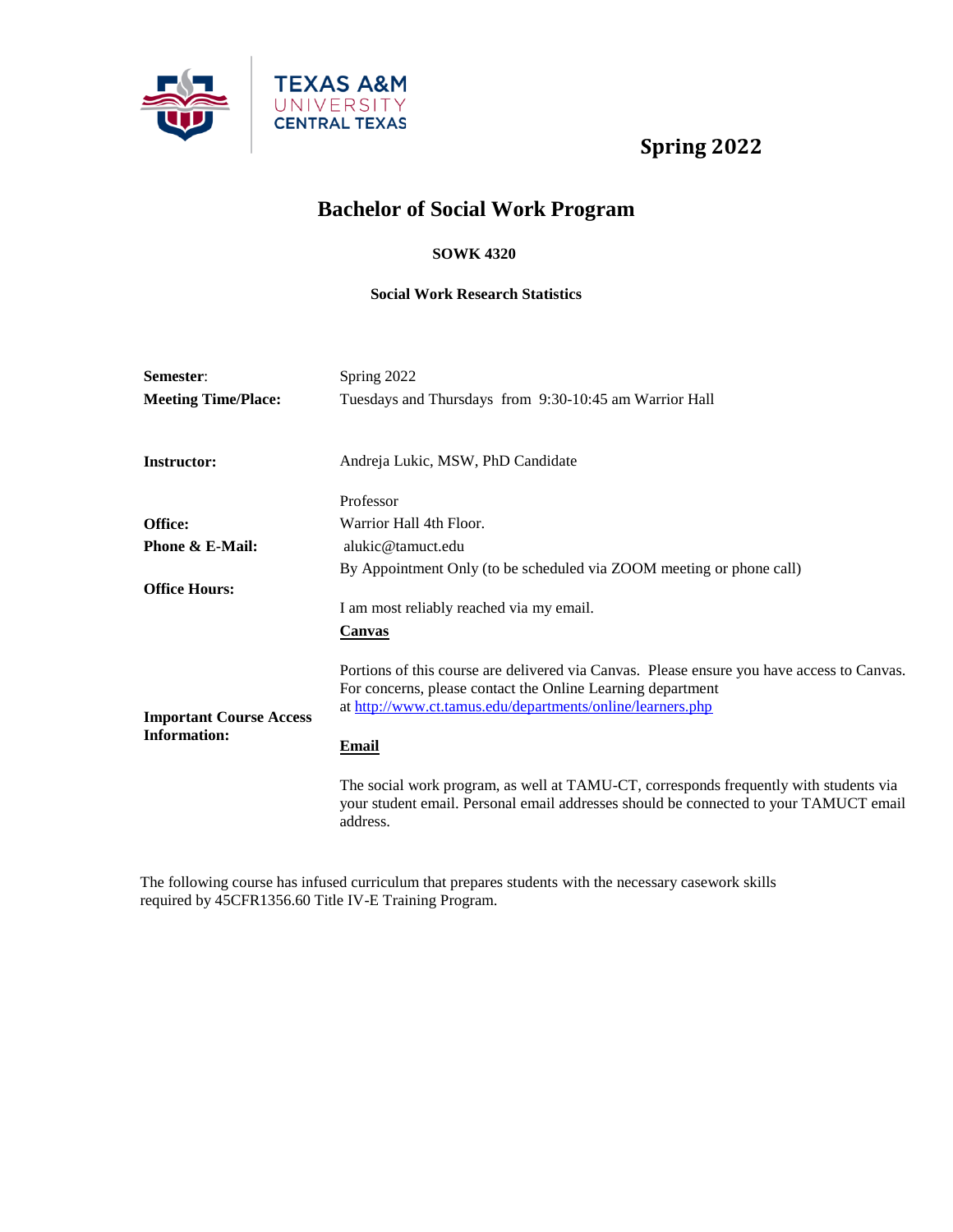TEXAS A&M UNIVERSITY CENTRAL TEXAS

**Spring 2022**

# Bachelor of Social Work Program

**SOWK 4320**

**Social Work Research Statistics**

| | |
|---|---|
| **Semester**: | Spring 2022 |
| **Meeting Time/Place:** | Tuesdays and Thursdays from 9:30-10:45 am Warrior Hall |
| **Instructor:** | Andreja Lukic, MSW, PhD Candidate |
| | Professor |
| **Office:** | Warrior Hall 4th Floor. |
| **Phone & E-Mail:** | alukic@tamuct.edu |
| **Office Hours:** | By Appointment Only (to be scheduled via ZOOM meeting or phone call) |
| | I am most reliably reached via my email. |
| **Important Course Access Information:** | **Canvas**<br><br>Portions of this course are delivered via Canvas. Please ensure you have access to Canvas. For concerns, please contact the Online Learning department at http://www.ct.tamus.edu/departments/online/learners.php<br><br>**Email**<br><br>The social work program, as well at TAMU-CT, corresponds frequently with students via your student email. Personal email addresses should be connected to your TAMUCT email address. |

The following course has infused curriculum that prepares students with the necessary casework skills required by 45CFR1356.60 Title IV-E Training Program.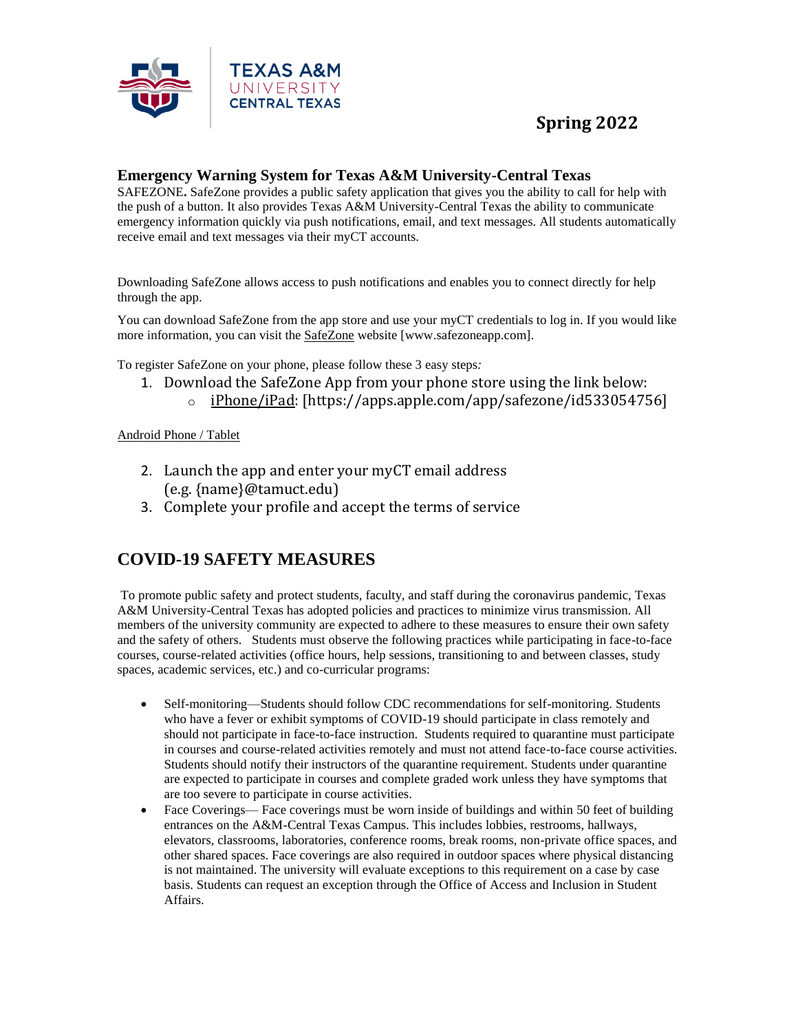Spring 2022

### Emergency Warning System for Texas A&M University-Central Texas

SAFEZONE**.** SafeZone provides a public safety application that gives you the ability to call for help with the push of a button. It also provides Texas A&M University-Central Texas the ability to communicate emergency information quickly via push notifications, email, and text messages. All students automatically receive email and text messages via their myCT accounts.

Downloading SafeZone allows access to push notifications and enables you to connect directly for help through the app.

You can download SafeZone from the app store and use your myCT credentials to log in. If you would like more information, you can visit the SafeZone website [www.safezoneapp.com].

To register SafeZone on your phone, please follow these 3 easy steps*:*

1. Download the SafeZone App from your phone store using the link below:
   - iPhone/iPad: [https://apps.apple.com/app/safezone/id533054756]

Android Phone / Tablet

2. Launch the app and enter your myCT email address (e.g. {name}@tamuct.edu)
3. Complete your profile and accept the terms of service

## COVID-19 SAFETY MEASURES

To promote public safety and protect students, faculty, and staff during the coronavirus pandemic, Texas A&M University-Central Texas has adopted policies and practices to minimize virus transmission. All members of the university community are expected to adhere to these measures to ensure their own safety and the safety of others. Students must observe the following practices while participating in face-to-face courses, course-related activities (office hours, help sessions, transitioning to and between classes, study spaces, academic services, etc.) and co-curricular programs:

- Self-monitoring—Students should follow CDC recommendations for self-monitoring. Students who have a fever or exhibit symptoms of COVID-19 should participate in class remotely and should not participate in face-to-face instruction. Students required to quarantine must participate in courses and course-related activities remotely and must not attend face-to-face course activities. Students should notify their instructors of the quarantine requirement. Students under quarantine are expected to participate in courses and complete graded work unless they have symptoms that are too severe to participate in course activities.
- Face Coverings— Face coverings must be worn inside of buildings and within 50 feet of building entrances on the A&M-Central Texas Campus. This includes lobbies, restrooms, hallways, elevators, classrooms, laboratories, conference rooms, break rooms, non-private office spaces, and other shared spaces. Face coverings are also required in outdoor spaces where physical distancing is not maintained. The university will evaluate exceptions to this requirement on a case by case basis. Students can request an exception through the Office of Access and Inclusion in Student Affairs.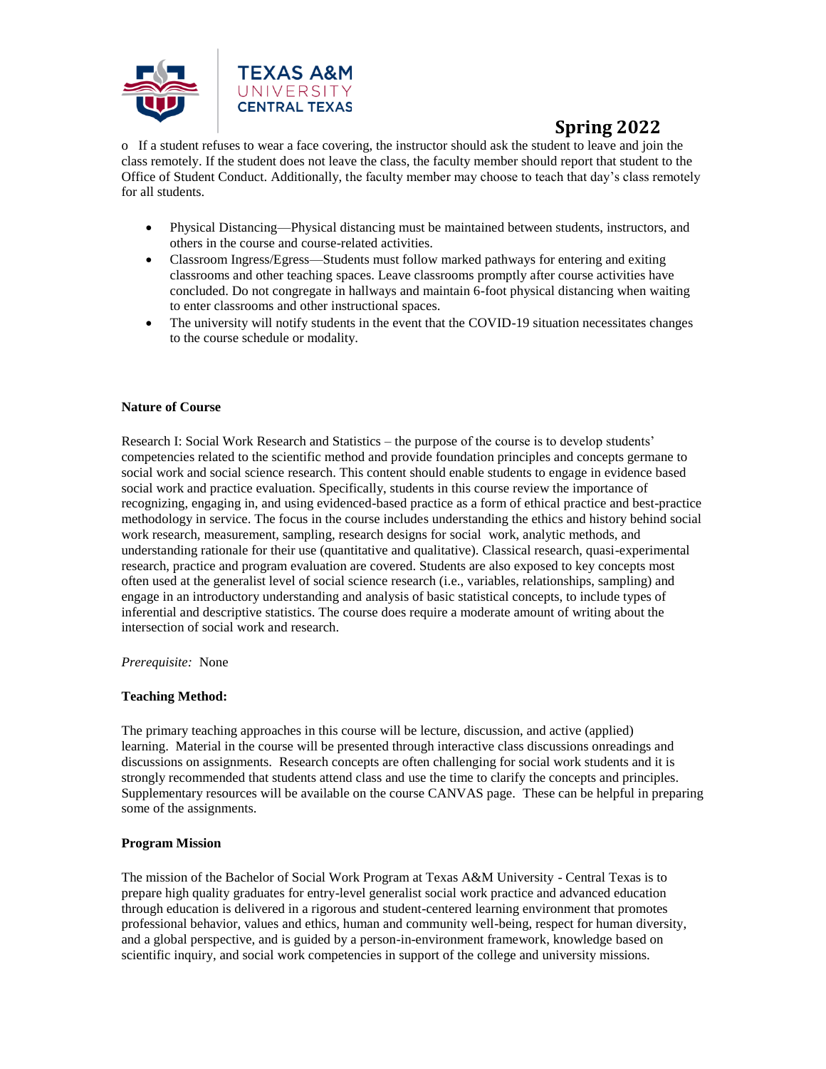o If a student refuses to wear a face covering, the instructor should ask the student to leave and join the class remotely. If the student does not leave the class, the faculty member should report that student to the Office of Student Conduct. Additionally, the faculty member may choose to teach that day's class remotely for all students.

- Physical Distancing—Physical distancing must be maintained between students, instructors, and others in the course and course-related activities.
- Classroom Ingress/Egress—Students must follow marked pathways for entering and exiting classrooms and other teaching spaces. Leave classrooms promptly after course activities have concluded. Do not congregate in hallways and maintain 6-foot physical distancing when waiting to enter classrooms and other instructional spaces.
- The university will notify students in the event that the COVID-19 situation necessitates changes to the course schedule or modality.

**Nature of Course**

Research I: Social Work Research and Statistics – the purpose of the course is to develop students' competencies related to the scientific method and provide foundation principles and concepts germane to social work and social science research. This content should enable students to engage in evidence based social work and practice evaluation. Specifically, students in this course review the importance of recognizing, engaging in, and using evidenced-based practice as a form of ethical practice and best-practice methodology in service. The focus in the course includes understanding the ethics and history behind social work research, measurement, sampling, research designs for social work, analytic methods, and understanding rationale for their use (quantitative and qualitative). Classical research, quasi-experimental research, practice and program evaluation are covered. Students are also exposed to key concepts most often used at the generalist level of social science research (i.e., variables, relationships, sampling) and engage in an introductory understanding and analysis of basic statistical concepts, to include types of inferential and descriptive statistics. The course does require a moderate amount of writing about the intersection of social work and research.

*Prerequisite:* None

**Teaching Method:**

The primary teaching approaches in this course will be lecture, discussion, and active (applied) learning. Material in the course will be presented through interactive class discussions onreadings and discussions on assignments. Research concepts are often challenging for social work students and it is strongly recommended that students attend class and use the time to clarify the concepts and principles. Supplementary resources will be available on the course CANVAS page. These can be helpful in preparing some of the assignments.

**Program Mission**

The mission of the Bachelor of Social Work Program at Texas A&M University - Central Texas is to prepare high quality graduates for entry-level generalist social work practice and advanced education through education is delivered in a rigorous and student-centered learning environment that promotes professional behavior, values and ethics, human and community well-being, respect for human diversity, and a global perspective, and is guided by a person-in-environment framework, knowledge based on scientific inquiry, and social work competencies in support of the college and university missions.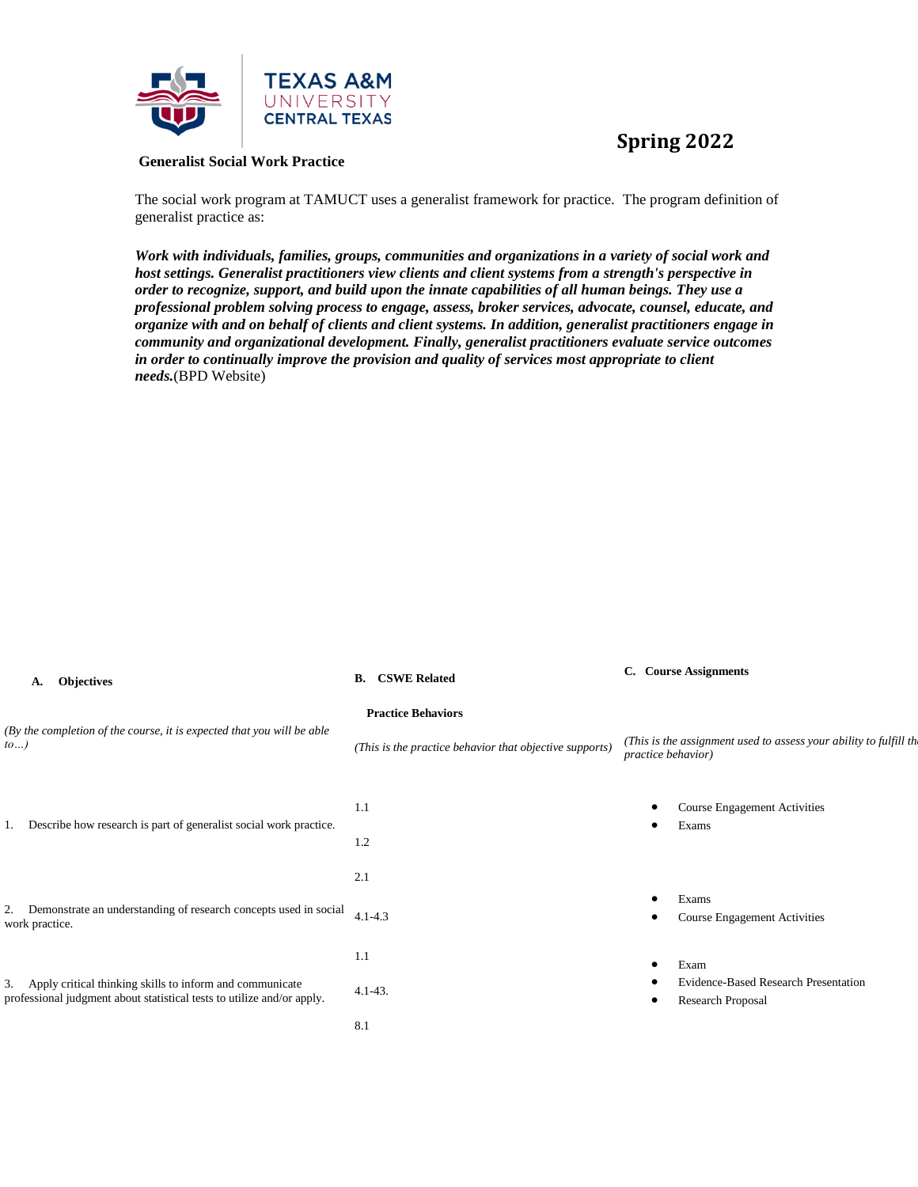**Spring 2022**

**Generalist Social Work Practice**

The social work program at TAMUCT uses a generalist framework for practice. The program definition of generalist practice as:

***Work with individuals, families, groups, communities and organizations in a variety of social work and host settings. Generalist practitioners view clients and client systems from a strength's perspective in order to recognize, support, and build upon the innate capabilities of all human beings. They use a professional problem solving process to engage, assess, broker services, advocate, counsel, educate, and organize with and on behalf of clients and client systems. In addition, generalist practitioners engage in community and organizational development. Finally, generalist practitioners evaluate service outcomes in order to continually improve the provision and quality of services most appropriate to client needs.*** (BPD Website)

| **A. Objectives** | **B. CSWE Related Practice Behaviors** | **C. Course Assignments** |
|---|---|---|
| *(By the completion of the course, it is expected that you will be able to…)* | *(This is the practice behavior that objective supports)* | *(This is the assignment used to assess your ability to fulfill the practice behavior)* |
| 1. Describe how research is part of generalist social work practice. | 1.1<br>1.2<br>2.1 | • Course Engagement Activities<br>• Exams |
| 2. Demonstrate an understanding of research concepts used in social work practice. | 4.1-4.3 | • Exams<br>• Course Engagement Activities |
| 3. Apply critical thinking skills to inform and communicate professional judgment about statistical tests to utilize and/or apply. | 1.1<br>4.1-43.<br>8.1 | • Exam<br>• Evidence-Based Research Presentation<br>• Research Proposal |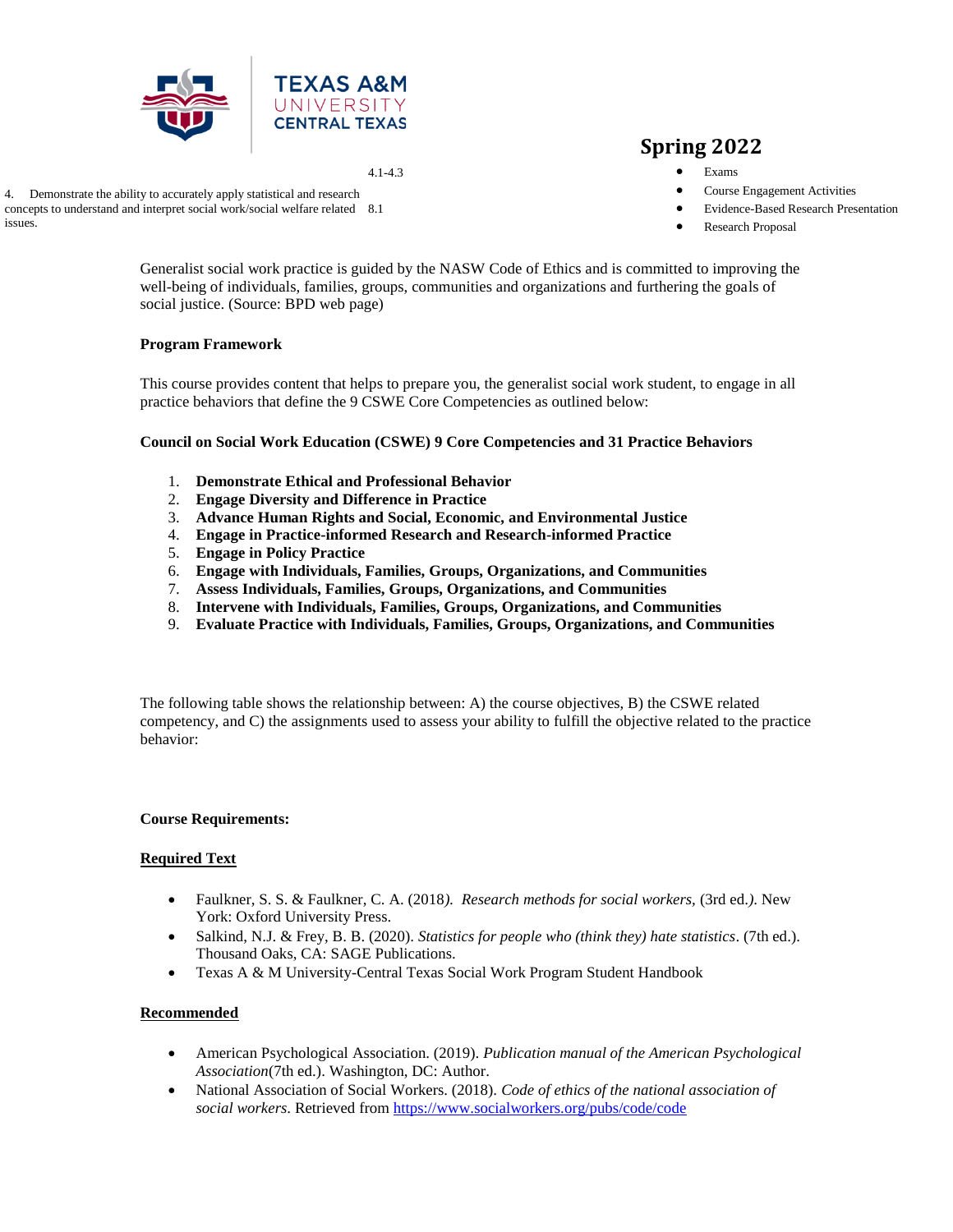| | | |
|---|---|---|
| | 4.1-4.3 | |
| 4. Demonstrate the ability to accurately apply statistical and research concepts to understand and interpret social work/social welfare related issues. | 8.1 | • Exams<br>• Course Engagement Activities<br>• Evidence-Based Research Presentation<br>• Research Proposal |

Generalist social work practice is guided by the NASW Code of Ethics and is committed to improving the well-being of individuals, families, groups, communities and organizations and furthering the goals of social justice. (Source: BPD web page)

**Program Framework**

This course provides content that helps to prepare you, the generalist social work student, to engage in all practice behaviors that define the 9 CSWE Core Competencies as outlined below:

**Council on Social Work Education (CSWE) 9 Core Competencies and 31 Practice Behaviors**

1. **Demonstrate Ethical and Professional Behavior**
2. **Engage Diversity and Difference in Practice**
3. **Advance Human Rights and Social, Economic, and Environmental Justice**
4. **Engage in Practice-informed Research and Research-informed Practice**
5. **Engage in Policy Practice**
6. **Engage with Individuals, Families, Groups, Organizations, and Communities**
7. **Assess Individuals, Families, Groups, Organizations, and Communities**
8. **Intervene with Individuals, Families, Groups, Organizations, and Communities**
9. **Evaluate Practice with Individuals, Families, Groups, Organizations, and Communities**

The following table shows the relationship between: A) the course objectives, B) the CSWE related competency, and C) the assignments used to assess your ability to fulfill the objective related to the practice behavior:

**Course Requirements:**

**<u>Required Text</u>**

- Faulkner, S. S. & Faulkner, C. A. (2018*). Research methods for social workers,* (3rd ed.*)*. New York: Oxford University Press.
- Salkind, N.J. & Frey, B. B. (2020). *Statistics for people who (think they) hate statistics*. (7th ed.). Thousand Oaks, CA: SAGE Publications.
- Texas A & M University-Central Texas Social Work Program Student Handbook

**<u>Recommended</u>**

- American Psychological Association. (2019). *Publication manual of the American Psychological Association*(7th ed.). Washington, DC: Author.
- National Association of Social Workers. (2018). *Code of ethics of the national association of social workers.* Retrieved from https://www.socialworkers.org/pubs/code/code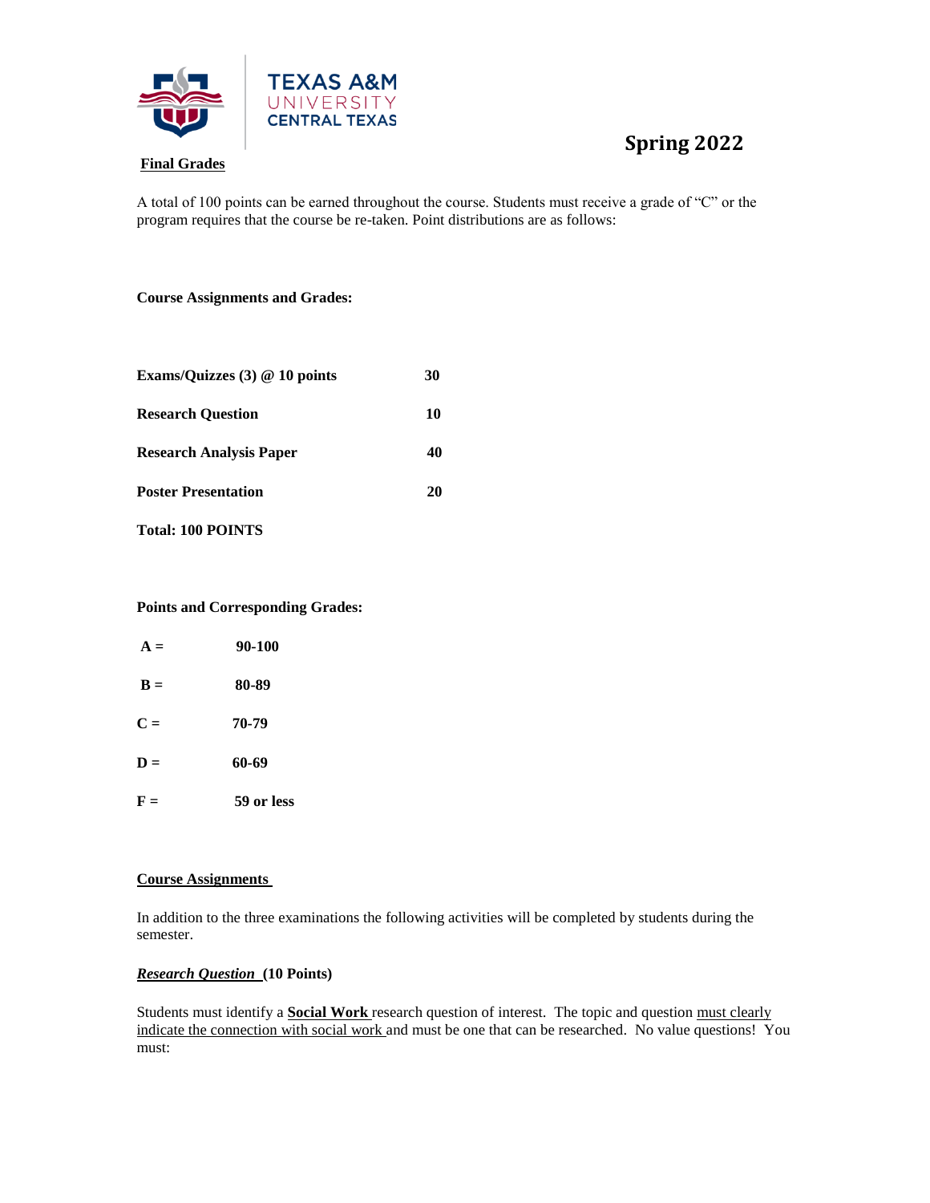**Spring 2022**

**Final Grades**

A total of 100 points can be earned throughout the course. Students must receive a grade of "C" or the program requires that the course be re-taken. Point distributions are as follows:

**Course Assignments and Grades:**

| | |
|---|---|
| **Exams/Quizzes (3) @ 10 points** | **30** |
| **Research Question** | **10** |
| **Research Analysis Paper** | **40** |
| **Poster Presentation** | **20** |
| **Total: 100 POINTS** | |

**Points and Corresponding Grades:**

| | |
|---|---|
| **A =** | **90-100** |
| **B =** | **80-89** |
| **C =** | **70-79** |
| **D =** | **60-69** |
| **F =** | **59 or less** |

**Course Assignments**

In addition to the three examinations the following activities will be completed by students during the semester.

***Research Question*** **(10 Points)**

Students must identify a **Social Work** research question of interest. The topic and question must clearly indicate the connection with social work and must be one that can be researched. No value questions! You must: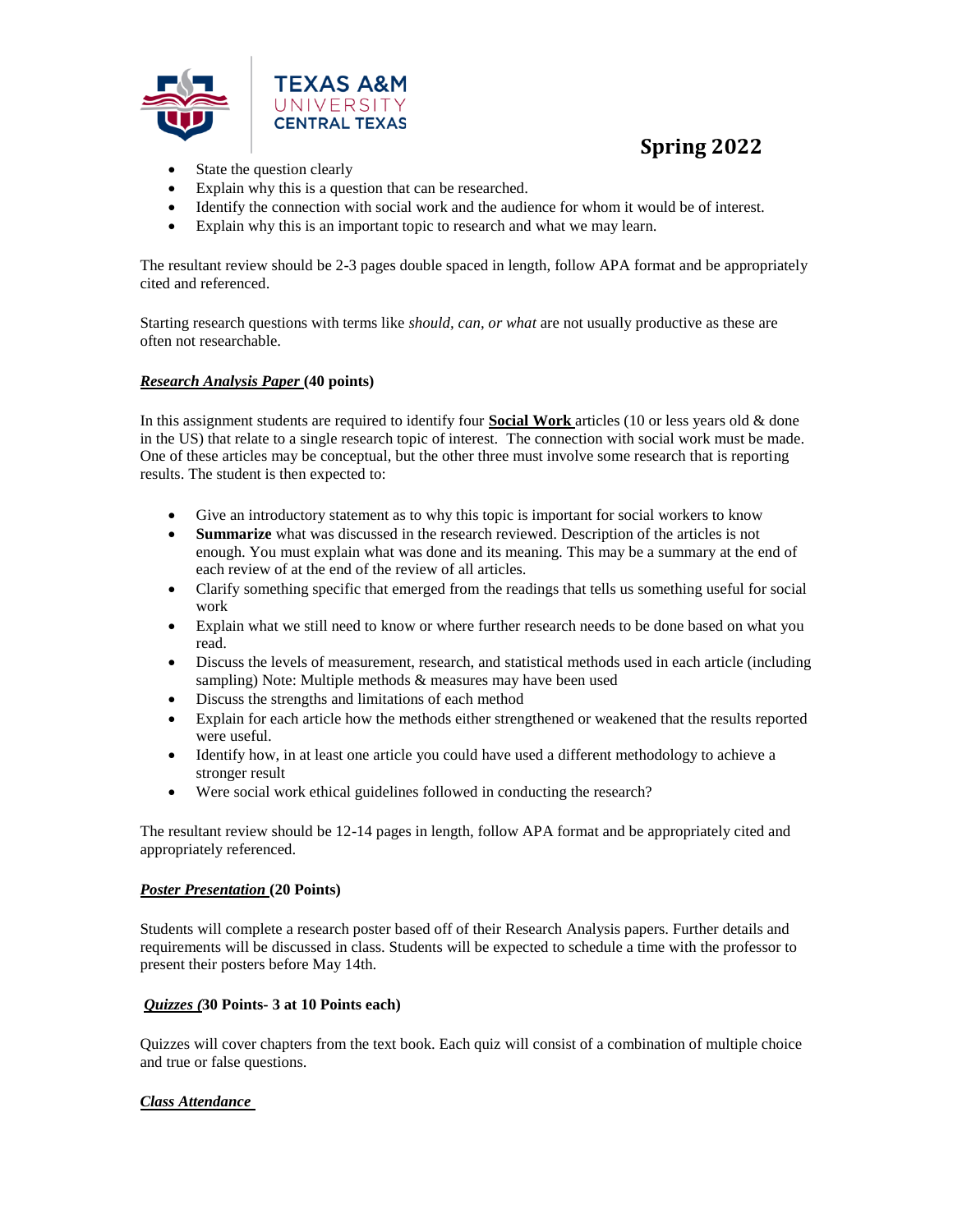- State the question clearly
- Explain why this is a question that can be researched.
- Identify the connection with social work and the audience for whom it would be of interest.
- Explain why this is an important topic to research and what we may learn.

The resultant review should be 2-3 pages double spaced in length, follow APA format and be appropriately cited and referenced.

Starting research questions with terms like *should, can, or what* are not usually productive as these are often not researchable.

***Research Analysis Paper*** **(40 points)**

In this assignment students are required to identify four **Social Work** articles (10 or less years old & done in the US) that relate to a single research topic of interest. The connection with social work must be made. One of these articles may be conceptual, but the other three must involve some research that is reporting results. The student is then expected to:

- Give an introductory statement as to why this topic is important for social workers to know
- **Summarize** what was discussed in the research reviewed. Description of the articles is not enough. You must explain what was done and its meaning. This may be a summary at the end of each review of at the end of the review of all articles.
- Clarify something specific that emerged from the readings that tells us something useful for social work
- Explain what we still need to know or where further research needs to be done based on what you read.
- Discuss the levels of measurement, research, and statistical methods used in each article (including sampling) Note: Multiple methods & measures may have been used
- Discuss the strengths and limitations of each method
- Explain for each article how the methods either strengthened or weakened that the results reported were useful.
- Identify how, in at least one article you could have used a different methodology to achieve a stronger result
- Were social work ethical guidelines followed in conducting the research?

The resultant review should be 12-14 pages in length, follow APA format and be appropriately cited and appropriately referenced.

***Poster Presentation*** **(20 Points)**

Students will complete a research poster based off of their Research Analysis papers. Further details and requirements will be discussed in class. Students will be expected to schedule a time with the professor to present their posters before May 14th.

***Quizzes (*****30 Points- 3 at 10 Points each)**

Quizzes will cover chapters from the text book. Each quiz will consist of a combination of multiple choice and true or false questions.

***Class Attendance***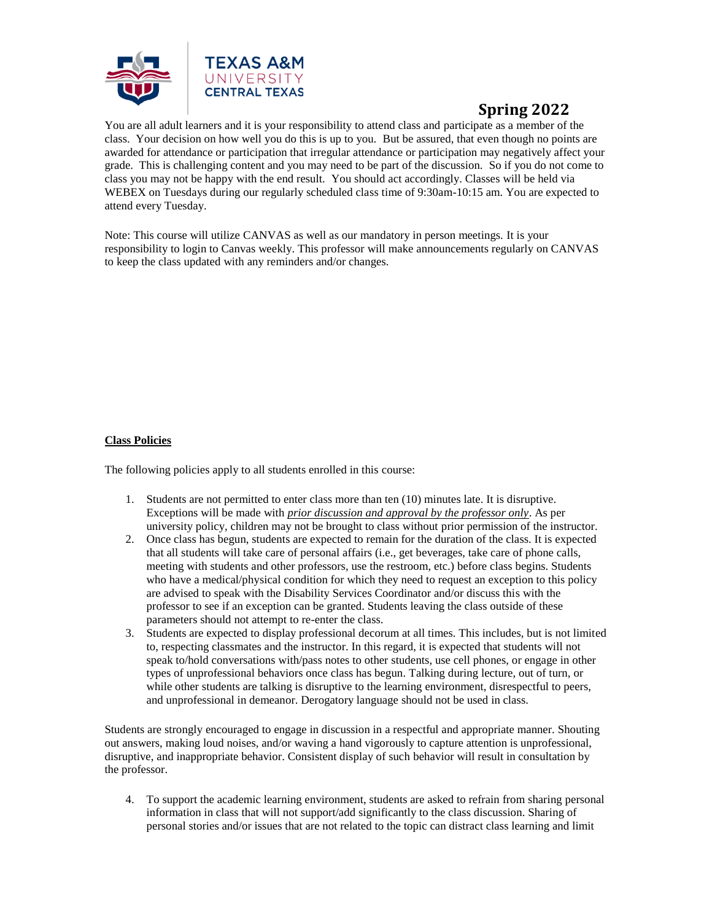**Spring 2022**

You are all adult learners and it is your responsibility to attend class and participate as a member of the class. Your decision on how well you do this is up to you. But be assured, that even though no points are awarded for attendance or participation that irregular attendance or participation may negatively affect your grade. This is challenging content and you may need to be part of the discussion. So if you do not come to class you may not be happy with the end result. You should act accordingly. Classes will be held via WEBEX on Tuesdays during our regularly scheduled class time of 9:30am-10:15 am. You are expected to attend every Tuesday.

Note: This course will utilize CANVAS as well as our mandatory in person meetings. It is your responsibility to login to Canvas weekly. This professor will make announcements regularly on CANVAS to keep the class updated with any reminders and/or changes.

**Class Policies**

The following policies apply to all students enrolled in this course:

1. Students are not permitted to enter class more than ten (10) minutes late. It is disruptive. Exceptions will be made with *prior discussion and approval by the professor only*. As per university policy, children may not be brought to class without prior permission of the instructor.
2. Once class has begun, students are expected to remain for the duration of the class. It is expected that all students will take care of personal affairs (i.e., get beverages, take care of phone calls, meeting with students and other professors, use the restroom, etc.) before class begins. Students who have a medical/physical condition for which they need to request an exception to this policy are advised to speak with the Disability Services Coordinator and/or discuss this with the professor to see if an exception can be granted. Students leaving the class outside of these parameters should not attempt to re-enter the class.
3. Students are expected to display professional decorum at all times. This includes, but is not limited to, respecting classmates and the instructor. In this regard, it is expected that students will not speak to/hold conversations with/pass notes to other students, use cell phones, or engage in other types of unprofessional behaviors once class has begun. Talking during lecture, out of turn, or while other students are talking is disruptive to the learning environment, disrespectful to peers, and unprofessional in demeanor. Derogatory language should not be used in class.

Students are strongly encouraged to engage in discussion in a respectful and appropriate manner. Shouting out answers, making loud noises, and/or waving a hand vigorously to capture attention is unprofessional, disruptive, and inappropriate behavior. Consistent display of such behavior will result in consultation by the professor.

4. To support the academic learning environment, students are asked to refrain from sharing personal information in class that will not support/add significantly to the class discussion. Sharing of personal stories and/or issues that are not related to the topic can distract class learning and limit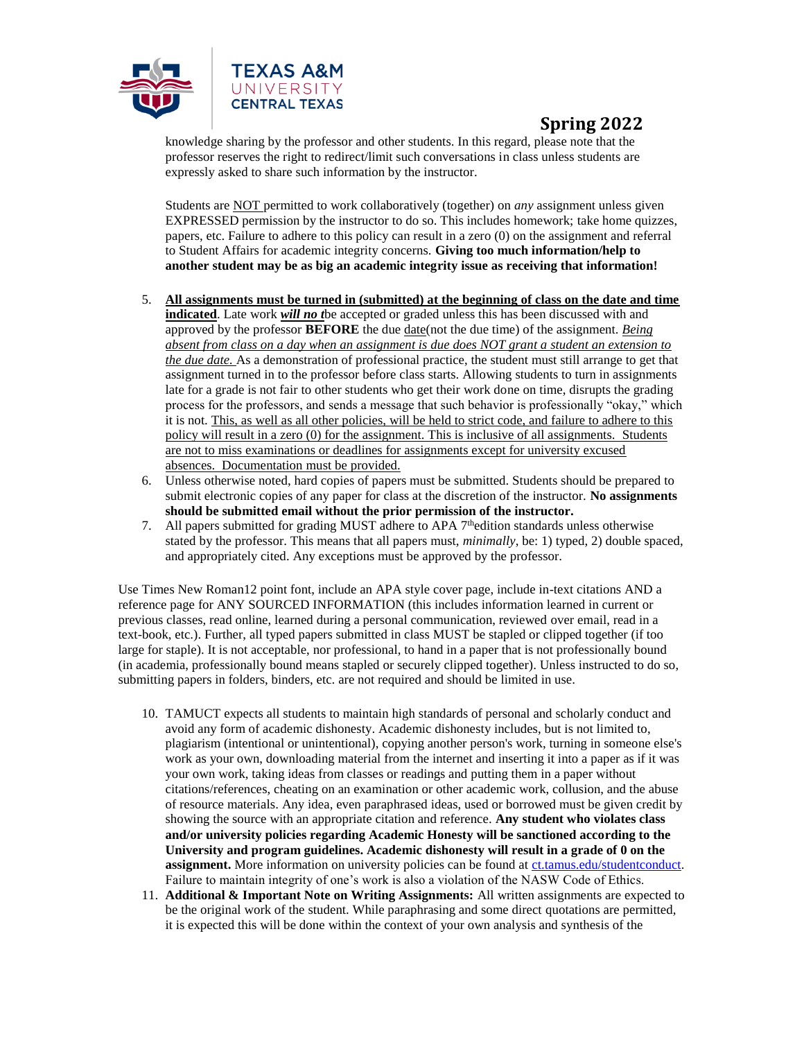knowledge sharing by the professor and other students. In this regard, please note that the professor reserves the right to redirect/limit such conversations in class unless students are expressly asked to share such information by the instructor.

Students are NOT permitted to work collaboratively (together) on *any* assignment unless given EXPRESSED permission by the instructor to do so. This includes homework; take home quizzes, papers, etc. Failure to adhere to this policy can result in a zero (0) on the assignment and referral to Student Affairs for academic integrity concerns. **Giving too much information/help to another student may be as big an academic integrity issue as receiving that information!**

5. **All assignments must be turned in (submitted) at the beginning of class on the date and time indicated**. Late work ***will no t***be accepted or graded unless this has been discussed with and approved by the professor **BEFORE** the due date(not the due time) of the assignment. *Being absent from class on a day when an assignment is due does NOT grant a student an extension to the due date.* As a demonstration of professional practice, the student must still arrange to get that assignment turned in to the professor before class starts. Allowing students to turn in assignments late for a grade is not fair to other students who get their work done on time, disrupts the grading process for the professors, and sends a message that such behavior is professionally "okay," which it is not. This, as well as all other policies, will be held to strict code, and failure to adhere to this policy will result in a zero (0) for the assignment. This is inclusive of all assignments. Students are not to miss examinations or deadlines for assignments except for university excused absences. Documentation must be provided.
6. Unless otherwise noted, hard copies of papers must be submitted. Students should be prepared to submit electronic copies of any paper for class at the discretion of the instructor. **No assignments should be submitted email without the prior permission of the instructor.**
7. All papers submitted for grading MUST adhere to APA 7thedition standards unless otherwise stated by the professor. This means that all papers must, *minimally*, be: 1) typed, 2) double spaced, and appropriately cited. Any exceptions must be approved by the professor.

Use Times New Roman12 point font, include an APA style cover page, include in-text citations AND a reference page for ANY SOURCED INFORMATION (this includes information learned in current or previous classes, read online, learned during a personal communication, reviewed over email, read in a text-book, etc.). Further, all typed papers submitted in class MUST be stapled or clipped together (if too large for staple). It is not acceptable, nor professional, to hand in a paper that is not professionally bound (in academia, professionally bound means stapled or securely clipped together). Unless instructed to do so, submitting papers in folders, binders, etc. are not required and should be limited in use.

10. TAMUCT expects all students to maintain high standards of personal and scholarly conduct and avoid any form of academic dishonesty. Academic dishonesty includes, but is not limited to, plagiarism (intentional or unintentional), copying another person's work, turning in someone else's work as your own, downloading material from the internet and inserting it into a paper as if it was your own work, taking ideas from classes or readings and putting them in a paper without citations/references, cheating on an examination or other academic work, collusion, and the abuse of resource materials. Any idea, even paraphrased ideas, used or borrowed must be given credit by showing the source with an appropriate citation and reference. **Any student who violates class and/or university policies regarding Academic Honesty will be sanctioned according to the University and program guidelines. Academic dishonesty will result in a grade of 0 on the assignment.** More information on university policies can be found at ct.tamus.edu/studentconduct. Failure to maintain integrity of one's work is also a violation of the NASW Code of Ethics.
11. **Additional & Important Note on Writing Assignments:** All written assignments are expected to be the original work of the student. While paraphrasing and some direct quotations are permitted, it is expected this will be done within the context of your own analysis and synthesis of the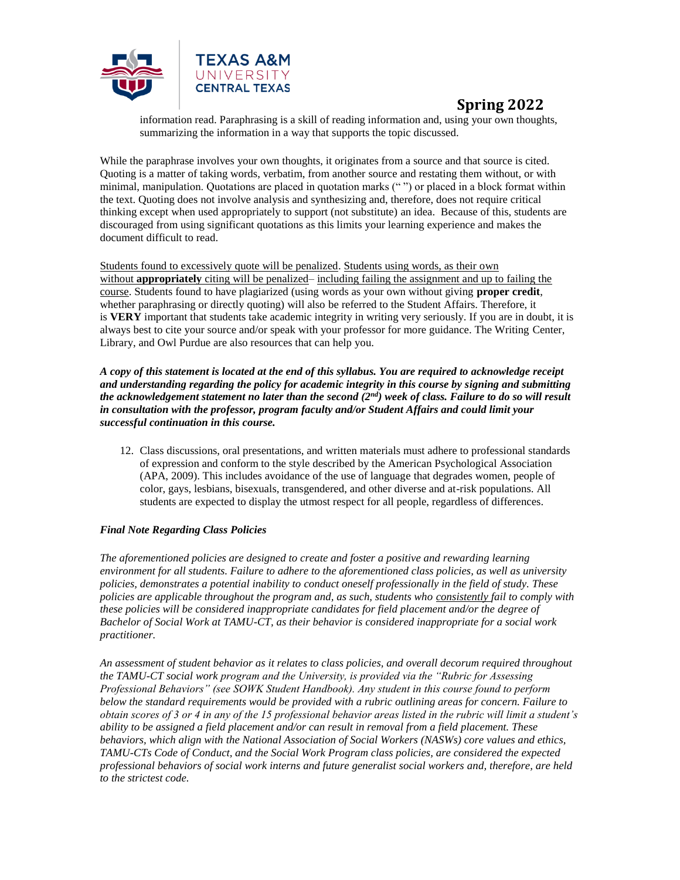information read. Paraphrasing is a skill of reading information and, using your own thoughts, summarizing the information in a way that supports the topic discussed.

While the paraphrase involves your own thoughts, it originates from a source and that source is cited. Quoting is a matter of taking words, verbatim, from another source and restating them without, or with minimal, manipulation. Quotations are placed in quotation marks (" ") or placed in a block format within the text. Quoting does not involve analysis and synthesizing and, therefore, does not require critical thinking except when used appropriately to support (not substitute) an idea. Because of this, students are discouraged from using significant quotations as this limits your learning experience and makes the document difficult to read.

Students found to excessively quote will be penalized. Students using words, as their own without **appropriately** citing will be penalized– including failing the assignment and up to failing the course. Students found to have plagiarized (using words as your own without giving **proper credit**, whether paraphrasing or directly quoting) will also be referred to the Student Affairs. Therefore, it is **VERY** important that students take academic integrity in writing very seriously. If you are in doubt, it is always best to cite your source and/or speak with your professor for more guidance. The Writing Center, Library, and Owl Purdue are also resources that can help you.

***A copy of this statement is located at the end of this syllabus. You are required to acknowledge receipt and understanding regarding the policy for academic integrity in this course by signing and submitting the acknowledgement statement no later than the second (2nd) week of class. Failure to do so will result in consultation with the professor, program faculty and/or Student Affairs and could limit your successful continuation in this course.***

12. Class discussions, oral presentations, and written materials must adhere to professional standards of expression and conform to the style described by the American Psychological Association (APA, 2009). This includes avoidance of the use of language that degrades women, people of color, gays, lesbians, bisexuals, transgendered, and other diverse and at-risk populations. All students are expected to display the utmost respect for all people, regardless of differences.

***Final Note Regarding Class Policies***

*The aforementioned policies are designed to create and foster a positive and rewarding learning environment for all students. Failure to adhere to the aforementioned class policies, as well as university policies, demonstrates a potential inability to conduct oneself professionally in the field of study. These policies are applicable throughout the program and, as such, students who consistently fail to comply with these policies will be considered inappropriate candidates for field placement and/or the degree of Bachelor of Social Work at TAMU-CT, as their behavior is considered inappropriate for a social work practitioner.*

*An assessment of student behavior as it relates to class policies, and overall decorum required throughout the TAMU-CT social work program and the University, is provided via the "Rubric for Assessing Professional Behaviors" (see SOWK Student Handbook). Any student in this course found to perform below the standard requirements would be provided with a rubric outlining areas for concern. Failure to obtain scores of 3 or 4 in any of the 15 professional behavior areas listed in the rubric will limit a student's ability to be assigned a field placement and/or can result in removal from a field placement. These behaviors, which align with the National Association of Social Workers (NASWs) core values and ethics, TAMU-CTs Code of Conduct, and the Social Work Program class policies, are considered the expected professional behaviors of social work interns and future generalist social workers and, therefore, are held to the strictest code.*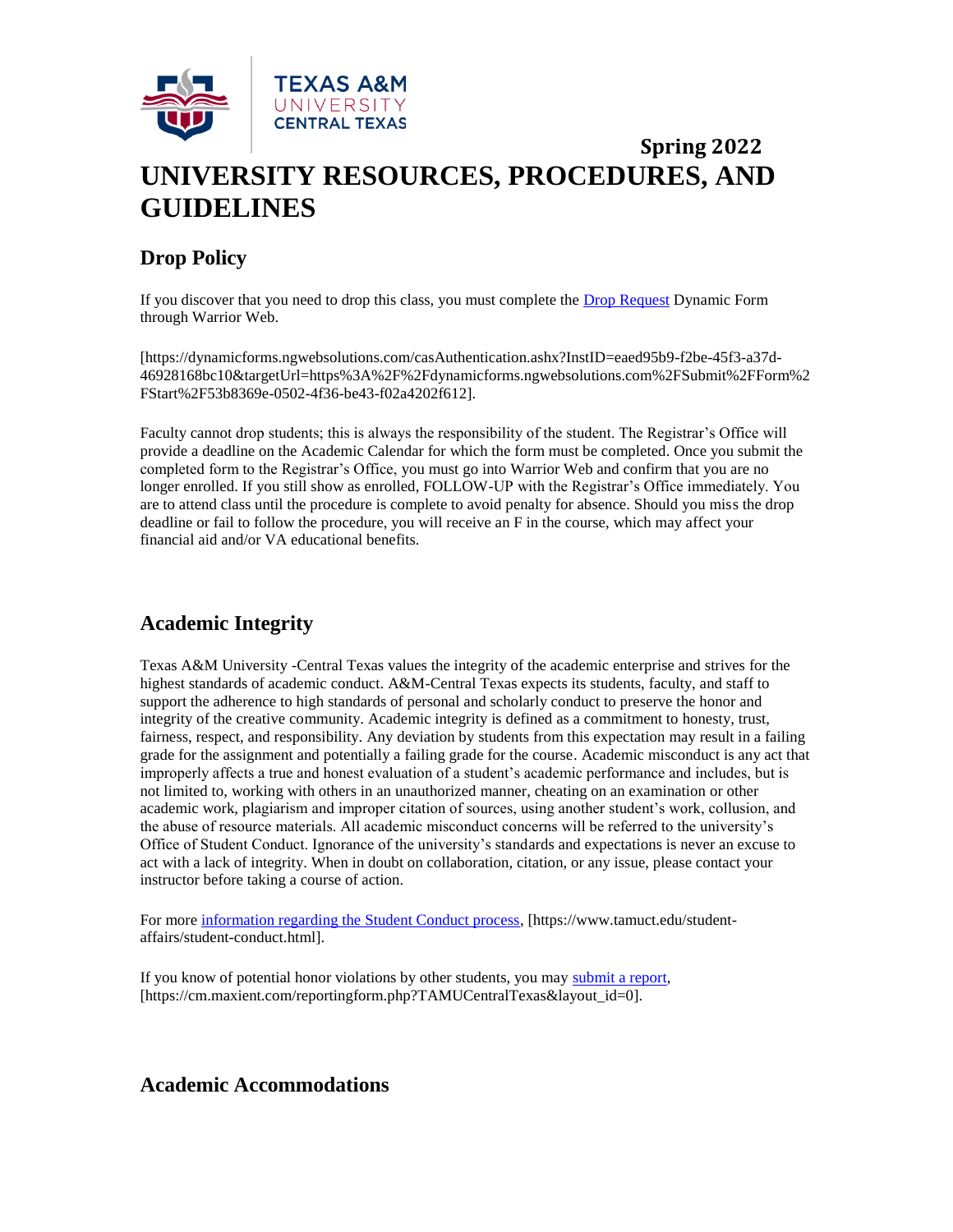Spring 2022

# UNIVERSITY RESOURCES, PROCEDURES, AND GUIDELINES

## Drop Policy

If you discover that you need to drop this class, you must complete the Drop Request Dynamic Form through Warrior Web.

[https://dynamicforms.ngwebsolutions.com/casAuthentication.ashx?InstID=eaed95b9-f2be-45f3-a37d-46928168bc10&targetUrl=https%3A%2F%2Fdynamicforms.ngwebsolutions.com%2FSubmit%2FForm%2FStart%2F53b8369e-0502-4f36-be43-f02a4202f612].

Faculty cannot drop students; this is always the responsibility of the student. The Registrar's Office will provide a deadline on the Academic Calendar for which the form must be completed. Once you submit the completed form to the Registrar's Office, you must go into Warrior Web and confirm that you are no longer enrolled. If you still show as enrolled, FOLLOW-UP with the Registrar's Office immediately. You are to attend class until the procedure is complete to avoid penalty for absence. Should you miss the drop deadline or fail to follow the procedure, you will receive an F in the course, which may affect your financial aid and/or VA educational benefits.

## Academic Integrity

Texas A&M University -Central Texas values the integrity of the academic enterprise and strives for the highest standards of academic conduct. A&M-Central Texas expects its students, faculty, and staff to support the adherence to high standards of personal and scholarly conduct to preserve the honor and integrity of the creative community. Academic integrity is defined as a commitment to honesty, trust, fairness, respect, and responsibility. Any deviation by students from this expectation may result in a failing grade for the assignment and potentially a failing grade for the course. Academic misconduct is any act that improperly affects a true and honest evaluation of a student's academic performance and includes, but is not limited to, working with others in an unauthorized manner, cheating on an examination or other academic work, plagiarism and improper citation of sources, using another student's work, collusion, and the abuse of resource materials. All academic misconduct concerns will be referred to the university's Office of Student Conduct. Ignorance of the university's standards and expectations is never an excuse to act with a lack of integrity. When in doubt on collaboration, citation, or any issue, please contact your instructor before taking a course of action.

For more information regarding the Student Conduct process, [https://www.tamuct.edu/student-affairs/student-conduct.html].

If you know of potential honor violations by other students, you may submit a report, [https://cm.maxient.com/reportingform.php?TAMUCentralTexas&layout_id=0].

## Academic Accommodations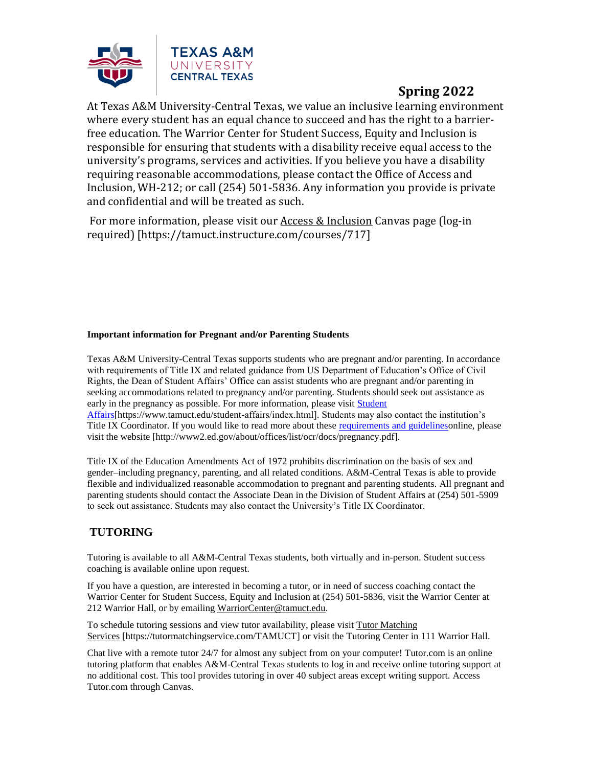**Spring 2022**

At Texas A&M University-Central Texas, we value an inclusive learning environment where every student has an equal chance to succeed and has the right to a barrier-free education. The Warrior Center for Student Success, Equity and Inclusion is responsible for ensuring that students with a disability receive equal access to the university's programs, services and activities. If you believe you have a disability requiring reasonable accommodations, please contact the Office of Access and Inclusion, WH-212; or call (254) 501-5836. Any information you provide is private and confidential and will be treated as such.

For more information, please visit our Access & Inclusion Canvas page (log-in required) [https://tamuct.instructure.com/courses/717]

**Important information for Pregnant and/or Parenting Students**

Texas A&M University-Central Texas supports students who are pregnant and/or parenting. In accordance with requirements of Title IX and related guidance from US Department of Education's Office of Civil Rights, the Dean of Student Affairs' Office can assist students who are pregnant and/or parenting in seeking accommodations related to pregnancy and/or parenting. Students should seek out assistance as early in the pregnancy as possible. For more information, please visit Student Affairs[https://www.tamuct.edu/student-affairs/index.html]. Students may also contact the institution's Title IX Coordinator. If you would like to read more about these requirements and guidelinesonline, please visit the website [http://www2.ed.gov/about/offices/list/ocr/docs/pregnancy.pdf].

Title IX of the Education Amendments Act of 1972 prohibits discrimination on the basis of sex and gender–including pregnancy, parenting, and all related conditions. A&M-Central Texas is able to provide flexible and individualized reasonable accommodation to pregnant and parenting students. All pregnant and parenting students should contact the Associate Dean in the Division of Student Affairs at (254) 501-5909 to seek out assistance. Students may also contact the University's Title IX Coordinator.

## TUTORING

Tutoring is available to all A&M-Central Texas students, both virtually and in-person. Student success coaching is available online upon request.

If you have a question, are interested in becoming a tutor, or in need of success coaching contact the Warrior Center for Student Success, Equity and Inclusion at (254) 501-5836, visit the Warrior Center at 212 Warrior Hall, or by emailing WarriorCenter@tamuct.edu.

To schedule tutoring sessions and view tutor availability, please visit Tutor Matching Services [https://tutormatchingservice.com/TAMUCT] or visit the Tutoring Center in 111 Warrior Hall.

Chat live with a remote tutor 24/7 for almost any subject from on your computer! Tutor.com is an online tutoring platform that enables A&M-Central Texas students to log in and receive online tutoring support at no additional cost. This tool provides tutoring in over 40 subject areas except writing support. Access Tutor.com through Canvas.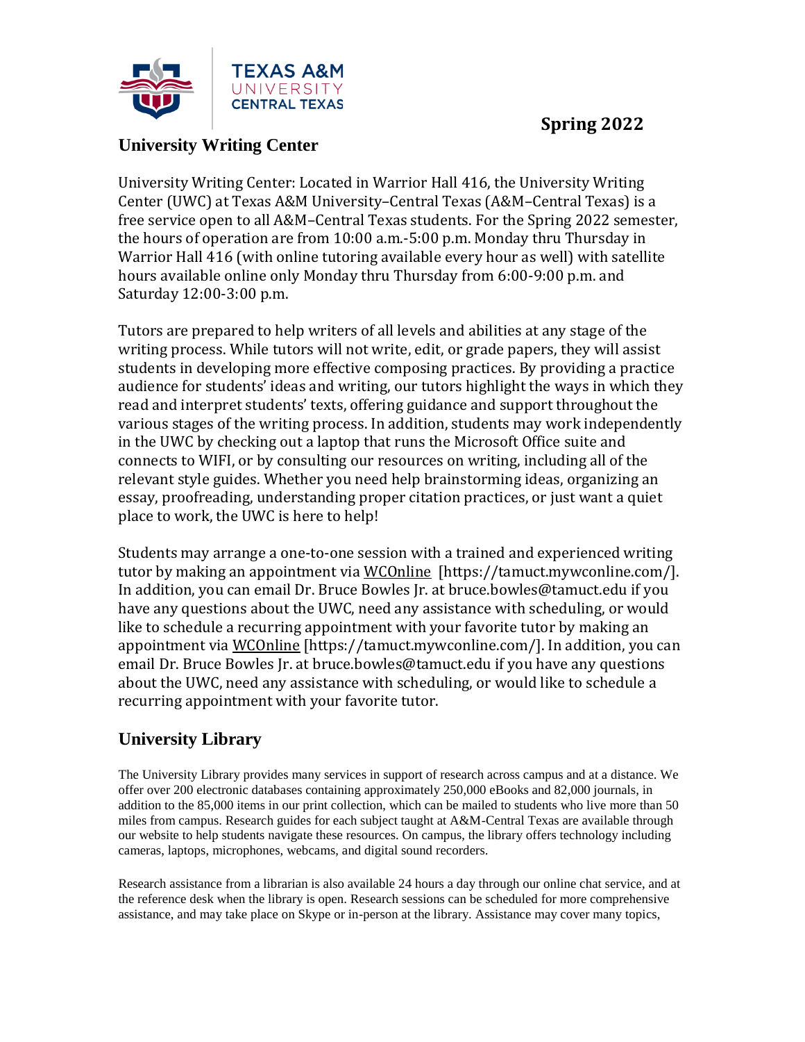Spring 2022

## University Writing Center

University Writing Center: Located in Warrior Hall 416, the University Writing Center (UWC) at Texas A&M University–Central Texas (A&M–Central Texas) is a free service open to all A&M–Central Texas students. For the Spring 2022 semester, the hours of operation are from 10:00 a.m.-5:00 p.m. Monday thru Thursday in Warrior Hall 416 (with online tutoring available every hour as well) with satellite hours available online only Monday thru Thursday from 6:00-9:00 p.m. and Saturday 12:00-3:00 p.m.

Tutors are prepared to help writers of all levels and abilities at any stage of the writing process. While tutors will not write, edit, or grade papers, they will assist students in developing more effective composing practices. By providing a practice audience for students' ideas and writing, our tutors highlight the ways in which they read and interpret students' texts, offering guidance and support throughout the various stages of the writing process. In addition, students may work independently in the UWC by checking out a laptop that runs the Microsoft Office suite and connects to WIFI, or by consulting our resources on writing, including all of the relevant style guides. Whether you need help brainstorming ideas, organizing an essay, proofreading, understanding proper citation practices, or just want a quiet place to work, the UWC is here to help!

Students may arrange a one-to-one session with a trained and experienced writing tutor by making an appointment via WCOnline [https://tamuct.mywconline.com/]. In addition, you can email Dr. Bruce Bowles Jr. at bruce.bowles@tamuct.edu if you have any questions about the UWC, need any assistance with scheduling, or would like to schedule a recurring appointment with your favorite tutor by making an appointment via WCOnline [https://tamuct.mywconline.com/]. In addition, you can email Dr. Bruce Bowles Jr. at bruce.bowles@tamuct.edu if you have any questions about the UWC, need any assistance with scheduling, or would like to schedule a recurring appointment with your favorite tutor.

## University Library

The University Library provides many services in support of research across campus and at a distance. We offer over 200 electronic databases containing approximately 250,000 eBooks and 82,000 journals, in addition to the 85,000 items in our print collection, which can be mailed to students who live more than 50 miles from campus. Research guides for each subject taught at A&M-Central Texas are available through our website to help students navigate these resources. On campus, the library offers technology including cameras, laptops, microphones, webcams, and digital sound recorders.

Research assistance from a librarian is also available 24 hours a day through our online chat service, and at the reference desk when the library is open. Research sessions can be scheduled for more comprehensive assistance, and may take place on Skype or in-person at the library. Assistance may cover many topics,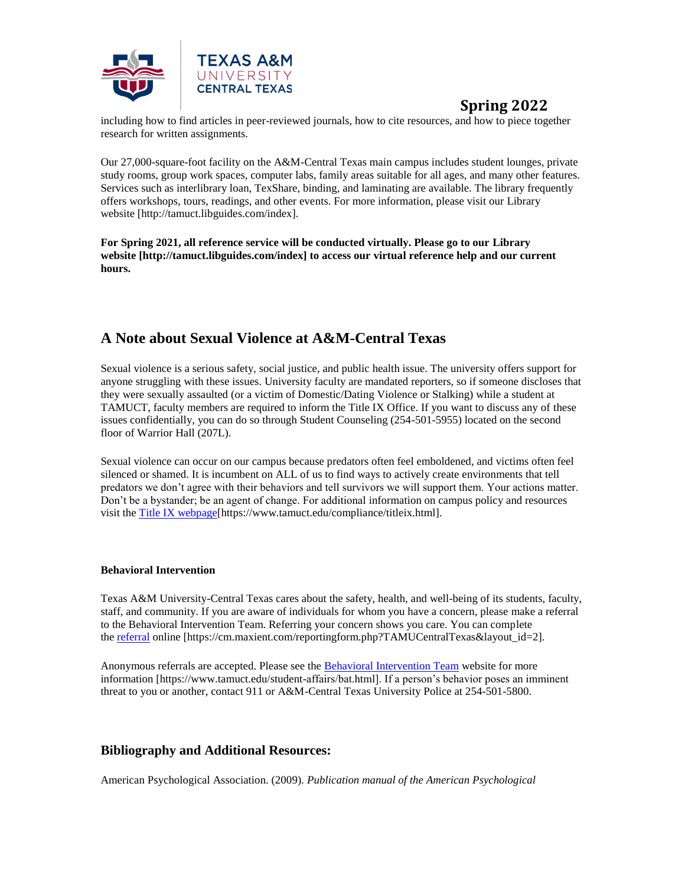including how to find articles in peer-reviewed journals, how to cite resources, and how to piece together research for written assignments.

Our 27,000-square-foot facility on the A&M-Central Texas main campus includes student lounges, private study rooms, group work spaces, computer labs, family areas suitable for all ages, and many other features. Services such as interlibrary loan, TexShare, binding, and laminating are available. The library frequently offers workshops, tours, readings, and other events. For more information, please visit our Library website [http://tamuct.libguides.com/index].

**For Spring 2021, all reference service will be conducted virtually. Please go to our Library website [http://tamuct.libguides.com/index] to access our virtual reference help and our current hours.**

## A Note about Sexual Violence at A&M-Central Texas

Sexual violence is a serious safety, social justice, and public health issue. The university offers support for anyone struggling with these issues. University faculty are mandated reporters, so if someone discloses that they were sexually assaulted (or a victim of Domestic/Dating Violence or Stalking) while a student at TAMUCT, faculty members are required to inform the Title IX Office. If you want to discuss any of these issues confidentially, you can do so through Student Counseling (254-501-5955) located on the second floor of Warrior Hall (207L).

Sexual violence can occur on our campus because predators often feel emboldened, and victims often feel silenced or shamed. It is incumbent on ALL of us to find ways to actively create environments that tell predators we don't agree with their behaviors and tell survivors we will support them. Your actions matter. Don't be a bystander; be an agent of change. For additional information on campus policy and resources visit the Title IX webpage[https://www.tamuct.edu/compliance/titleix.html].

**Behavioral Intervention**

Texas A&M University-Central Texas cares about the safety, health, and well-being of its students, faculty, staff, and community. If you are aware of individuals for whom you have a concern, please make a referral to the Behavioral Intervention Team. Referring your concern shows you care. You can complete the referral online [https://cm.maxient.com/reportingform.php?TAMUCentralTexas&layout_id=2].

Anonymous referrals are accepted. Please see the Behavioral Intervention Team website for more information [https://www.tamuct.edu/student-affairs/bat.html]. If a person's behavior poses an imminent threat to you or another, contact 911 or A&M-Central Texas University Police at 254-501-5800.

## Bibliography and Additional Resources:

American Psychological Association. (2009). *Publication manual of the American Psychological*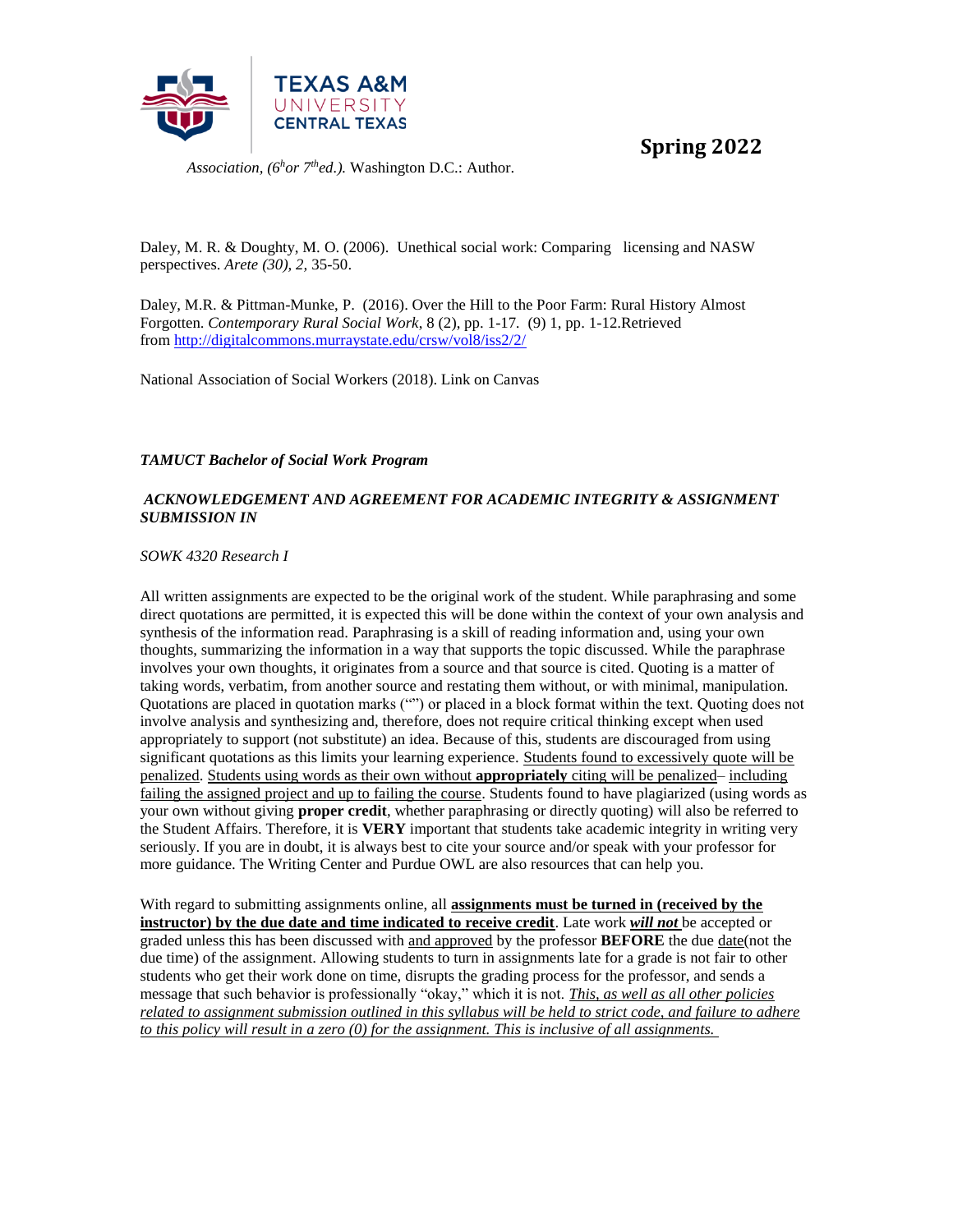*Association, (6hor 7thed.).* Washington D.C.: Author.

Daley, M. R. & Doughty, M. O. (2006). Unethical social work: Comparing licensing and NASW perspectives. *Arete (30), 2,* 35-50.

Daley, M.R. & Pittman-Munke, P. (2016). Over the Hill to the Poor Farm: Rural History Almost Forgotten. *Contemporary Rural Social Work*, 8 (2), pp. 1-17. (9) 1, pp. 1-12.Retrieved from http://digitalcommons.murraystate.edu/crsw/vol8/iss2/2/

National Association of Social Workers (2018). Link on Canvas

***TAMUCT Bachelor of Social Work Program***

***ACKNOWLEDGEMENT AND AGREEMENT FOR ACADEMIC INTEGRITY & ASSIGNMENT SUBMISSION IN***

*SOWK 4320 Research I*

All written assignments are expected to be the original work of the student. While paraphrasing and some direct quotations are permitted, it is expected this will be done within the context of your own analysis and synthesis of the information read. Paraphrasing is a skill of reading information and, using your own thoughts, summarizing the information in a way that supports the topic discussed. While the paraphrase involves your own thoughts, it originates from a source and that source is cited. Quoting is a matter of taking words, verbatim, from another source and restating them without, or with minimal, manipulation. Quotations are placed in quotation marks ("") or placed in a block format within the text. Quoting does not involve analysis and synthesizing and, therefore, does not require critical thinking except when used appropriately to support (not substitute) an idea. Because of this, students are discouraged from using significant quotations as this limits your learning experience. Students found to excessively quote will be penalized. Students using words as their own without **appropriately** citing will be penalized– including failing the assigned project and up to failing the course. Students found to have plagiarized (using words as your own without giving **proper credit**, whether paraphrasing or directly quoting) will also be referred to the Student Affairs. Therefore, it is **VERY** important that students take academic integrity in writing very seriously. If you are in doubt, it is always best to cite your source and/or speak with your professor for more guidance. The Writing Center and Purdue OWL are also resources that can help you.

With regard to submitting assignments online, all **assignments must be turned in (received by the instructor) by the due date and time indicated to receive credit**. Late work ***will not*** be accepted or graded unless this has been discussed with and approved by the professor **BEFORE** the due date(not the due time) of the assignment. Allowing students to turn in assignments late for a grade is not fair to other students who get their work done on time, disrupts the grading process for the professor, and sends a message that such behavior is professionally "okay," which it is not. *This, as well as all other policies related to assignment submission outlined in this syllabus will be held to strict code, and failure to adhere to this policy will result in a zero (0) for the assignment. This is inclusive of all assignments.*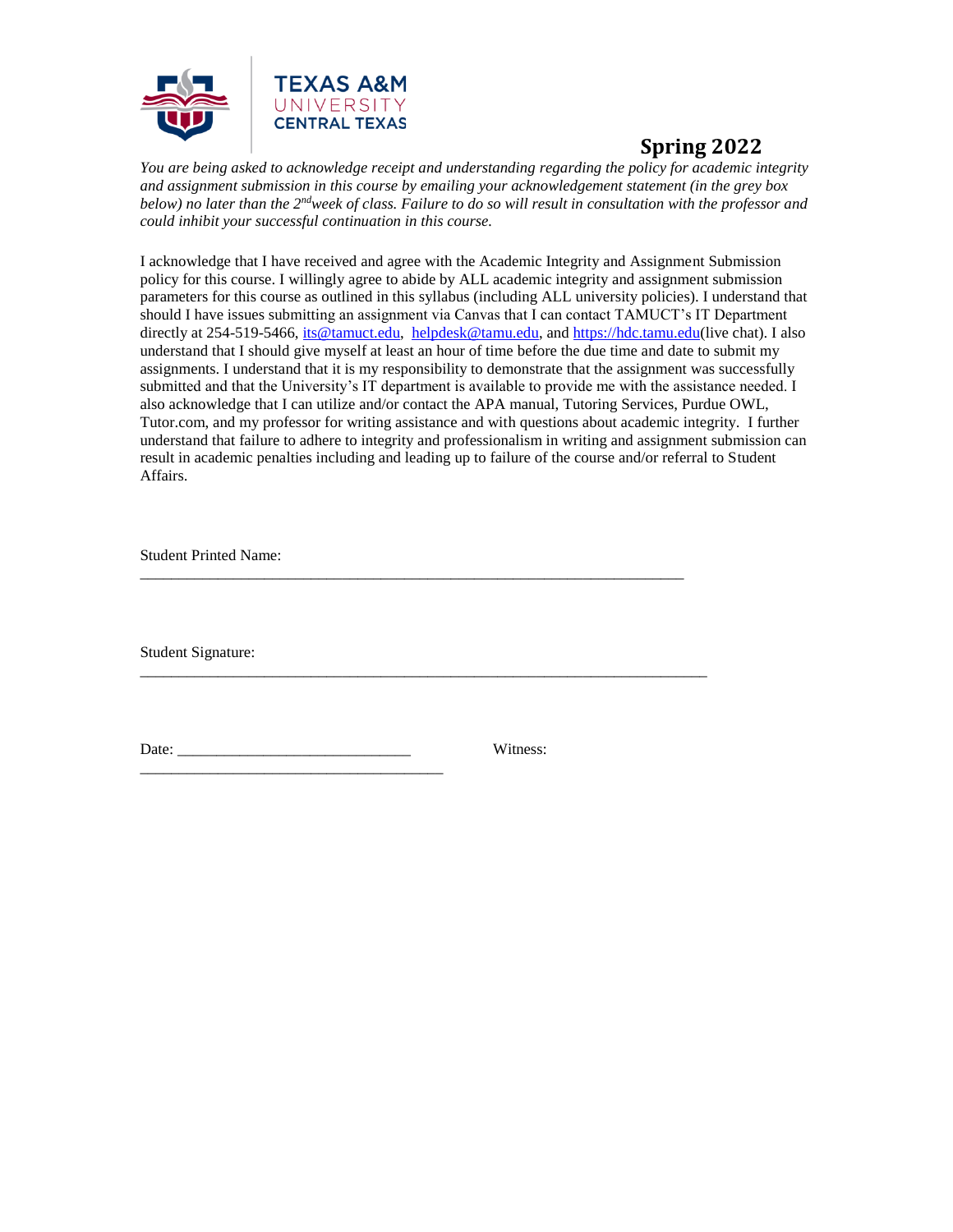TEXAS A&M
UNIVERSITY
CENTRAL TEXAS

**Spring 2022**

*You are being asked to acknowledge receipt and understanding regarding the policy for academic integrity and assignment submission in this course by emailing your acknowledgement statement (in the grey box below) no later than the 2nd week of class. Failure to do so will result in consultation with the professor and could inhibit your successful continuation in this course.*

I acknowledge that I have received and agree with the Academic Integrity and Assignment Submission policy for this course. I willingly agree to abide by ALL academic integrity and assignment submission parameters for this course as outlined in this syllabus (including ALL university policies). I understand that should I have issues submitting an assignment via Canvas that I can contact TAMUCT's IT Department directly at 254-519-5466, its@tamuct.edu, helpdesk@tamu.edu, and https://hdc.tamu.edu(live chat). I also understand that I should give myself at least an hour of time before the due time and date to submit my assignments. I understand that it is my responsibility to demonstrate that the assignment was successfully submitted and that the University's IT department is available to provide me with the assistance needed. I also acknowledge that I can utilize and/or contact the APA manual, Tutoring Services, Purdue OWL, Tutor.com, and my professor for writing assistance and with questions about academic integrity. I further understand that failure to adhere to integrity and professionalism in writing and assignment submission can result in academic penalties including and leading up to failure of the course and/or referral to Student Affairs.

Student Printed Name: ______________________________________________________________________

Student Signature: ________________________________________________________________________

Date: ____________________________ Witness: _____________________________________